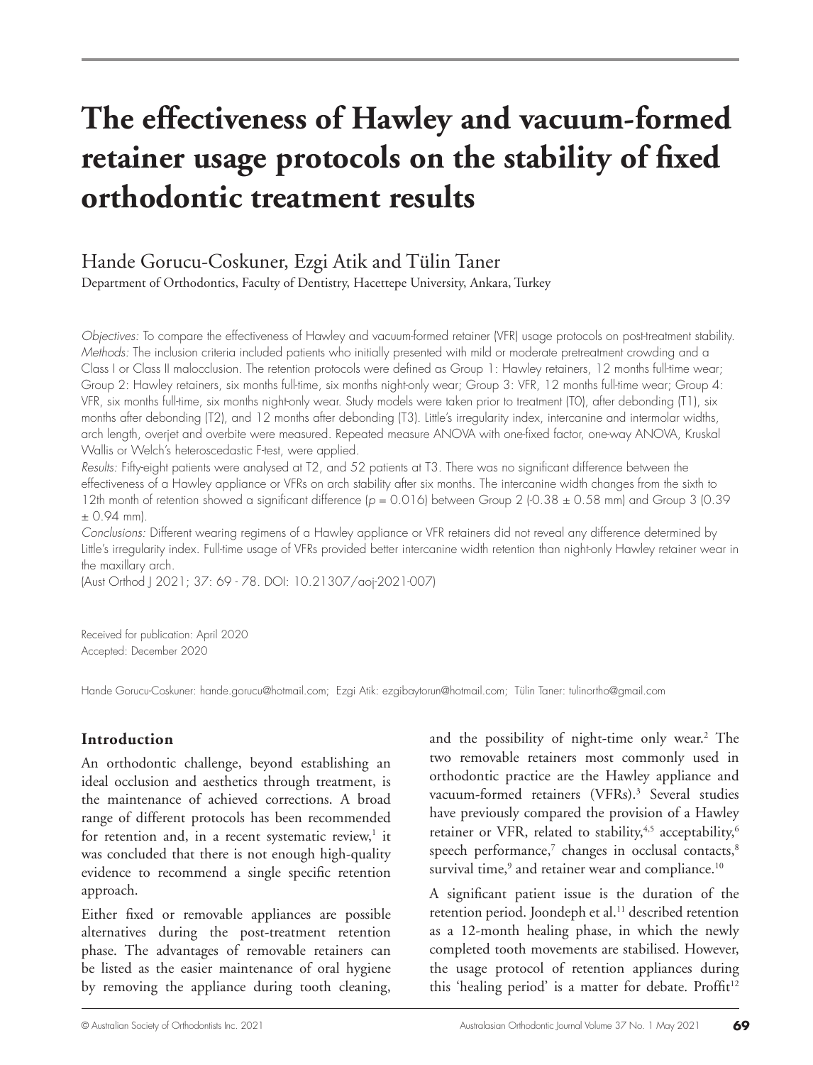# The effectiveness of Hawley and vacuum-formed retainer usage protocols on the stability of fixed orthodontic treatment results

Hande Gorucu-Coskuner, Ezgi Atik and Tülin Taner

Department of Orthodontics, Faculty of Dentistry, Hacettepe University, Ankara, Turkey

*Objectives:* To compare the effectiveness of Hawley and vacuum-formed retainer (VFR) usage protocols on post-treatment stability.
*Methods:* The inclusion criteria included patients who initially presented with mild or moderate pretreatment crowding and a Class I or Class II malocclusion. The retention protocols were defined as Group 1: Hawley retainers, 12 months full-time wear; Group 2: Hawley retainers, six months full-time, six months night-only wear; Group 3: VFR, 12 months full-time wear; Group 4: VFR, six months full-time, six months night-only wear. Study models were taken prior to treatment (T0), after debonding (T1), six months after debonding (T2), and 12 months after debonding (T3). Little's irregularity index, intercanine and intermolar widths, arch length, overjet and overbite were measured. Repeated measure ANOVA with one-fixed factor, one-way ANOVA, Kruskal Wallis or Welch's heteroscedastic F-test, were applied.
*Results:* Fifty-eight patients were analysed at T2, and 52 patients at T3. There was no significant difference between the effectiveness of a Hawley appliance or VFRs on arch stability after six months. The intercanine width changes from the sixth to 12th month of retention showed a significant difference ($p = 0.016$) between Group 2 ($-0.38 \pm 0.58$ mm) and Group 3 ($0.39 \pm 0.94$ mm).
*Conclusions:* Different wearing regimens of a Hawley appliance or VFR retainers did not reveal any difference determined by Little's irregularity index. Full-time usage of VFRs provided better intercanine width retention than night-only Hawley retainer wear in the maxillary arch.
(Aust Orthod J 2021; 37: 69 - 78. DOI: 10.21307/aoj-2021-007)

Received for publication: April 2020
Accepted: December 2020

Hande Gorucu-Coskuner: hande.gorucu@hotmail.com; Ezgi Atik: ezgibaytorun@hotmail.com; Tülin Taner: tulinortho@gmail.com

## Introduction

An orthodontic challenge, beyond establishing an ideal occlusion and aesthetics through treatment, is the maintenance of achieved corrections. A broad range of different protocols has been recommended for retention and, in a recent systematic review,[1] it was concluded that there is not enough high-quality evidence to recommend a single specific retention approach.

Either fixed or removable appliances are possible alternatives during the post-treatment retention phase. The advantages of removable retainers can be listed as the easier maintenance of oral hygiene by removing the appliance during tooth cleaning, and the possibility of night-time only wear.[2] The two removable retainers most commonly used in orthodontic practice are the Hawley appliance and vacuum-formed retainers (VFRs).[3] Several studies have previously compared the provision of a Hawley retainer or VFR, related to stability,[4,5] acceptability,[6] speech performance,[7] changes in occlusal contacts,[8] survival time,[9] and retainer wear and compliance.[10]

A significant patient issue is the duration of the retention period. Joondeph et al.[11] described retention as a 12-month healing phase, in which the newly completed tooth movements are stabilised. However, the usage protocol of retention appliances during this 'healing period' is a matter for debate. Proffit[12]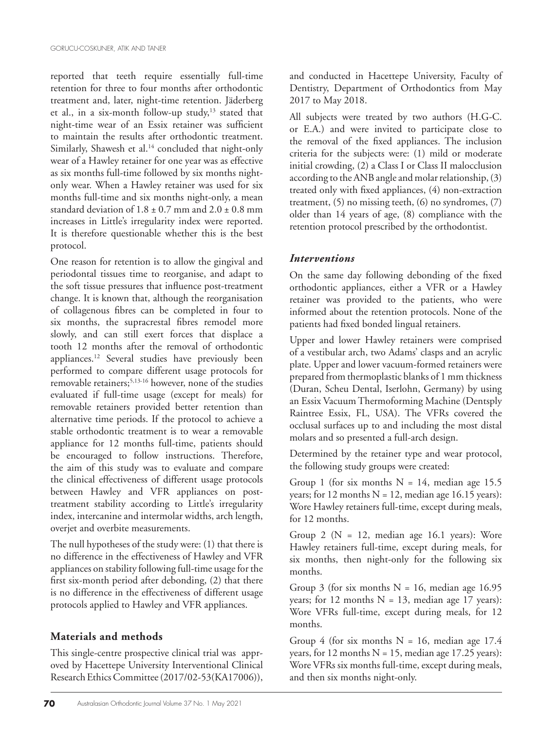reported that teeth require essentially full-time retention for three to four months after orthodontic treatment and, later, night-time retention. Jäderberg et al., in a six-month follow-up study,[13] stated that night-time wear of an Essix retainer was sufficient to maintain the results after orthodontic treatment. Similarly, Shawesh et al.[14] concluded that night-only wear of a Hawley retainer for one year was as effective as six months full-time followed by six months night-only wear. When a Hawley retainer was used for six months full-time and six months night-only, a mean standard deviation of $1.8 \pm 0.7$ mm and $2.0 \pm 0.8$ mm increases in Little's irregularity index were reported. It is therefore questionable whether this is the best protocol.

One reason for retention is to allow the gingival and periodontal tissues time to reorganise, and adapt to the soft tissue pressures that influence post-treatment change. It is known that, although the reorganisation of collagenous fibres can be completed in four to six months, the supracrestal fibres remodel more slowly, and can still exert forces that displace a tooth 12 months after the removal of orthodontic appliances.[12] Several studies have previously been performed to compare different usage protocols for removable retainers;[5,13-16] however, none of the studies evaluated if full-time usage (except for meals) for removable retainers provided better retention than alternative time periods. If the protocol to achieve a stable orthodontic treatment is to wear a removable appliance for 12 months full-time, patients should be encouraged to follow instructions. Therefore, the aim of this study was to evaluate and compare the clinical effectiveness of different usage protocols between Hawley and VFR appliances on post-treatment stability according to Little's irregularity index, intercanine and intermolar widths, arch length, overjet and overbite measurements.

The null hypotheses of the study were: (1) that there is no difference in the effectiveness of Hawley and VFR appliances on stability following full-time usage for the first six-month period after debonding, (2) that there is no difference in the effectiveness of different usage protocols applied to Hawley and VFR appliances.

## Materials and methods

This single-centre prospective clinical trial was approved by Hacettepe University Interventional Clinical Research Ethics Committee (2017/02-53(KA17006)), and conducted in Hacettepe University, Faculty of Dentistry, Department of Orthodontics from May 2017 to May 2018.

All subjects were treated by two authors (H.G-C. or E.A.) and were invited to participate close to the removal of the fixed appliances. The inclusion criteria for the subjects were: (1) mild or moderate initial crowding, (2) a Class I or Class II malocclusion according to the ANB angle and molar relationship, (3) treated only with fixed appliances, (4) non-extraction treatment, (5) no missing teeth, (6) no syndromes, (7) older than 14 years of age, (8) compliance with the retention protocol prescribed by the orthodontist.

### *Interventions*

On the same day following debonding of the fixed orthodontic appliances, either a VFR or a Hawley retainer was provided to the patients, who were informed about the retention protocols. None of the patients had fixed bonded lingual retainers.

Upper and lower Hawley retainers were comprised of a vestibular arch, two Adams' clasps and an acrylic plate. Upper and lower vacuum-formed retainers were prepared from thermoplastic blanks of 1 mm thickness (Duran, Scheu Dental, Iserlohn, Germany) by using an Essix Vacuum Thermoforming Machine (Dentsply Raintree Essix, FL, USA). The VFRs covered the occlusal surfaces up to and including the most distal molars and so presented a full-arch design.

Determined by the retainer type and wear protocol, the following study groups were created:

Group 1 (for six months N = 14, median age 15.5 years; for 12 months N = 12, median age 16.15 years): Wore Hawley retainers full-time, except during meals, for 12 months.

Group 2 (N = 12, median age 16.1 years): Wore Hawley retainers full-time, except during meals, for six months, then night-only for the following six months.

Group 3 (for six months N = 16, median age 16.95 years; for 12 months N = 13, median age 17 years): Wore VFRs full-time, except during meals, for 12 months.

Group 4 (for six months N = 16, median age 17.4 years, for 12 months N = 15, median age 17.25 years): Wore VFRs six months full-time, except during meals, and then six months night-only.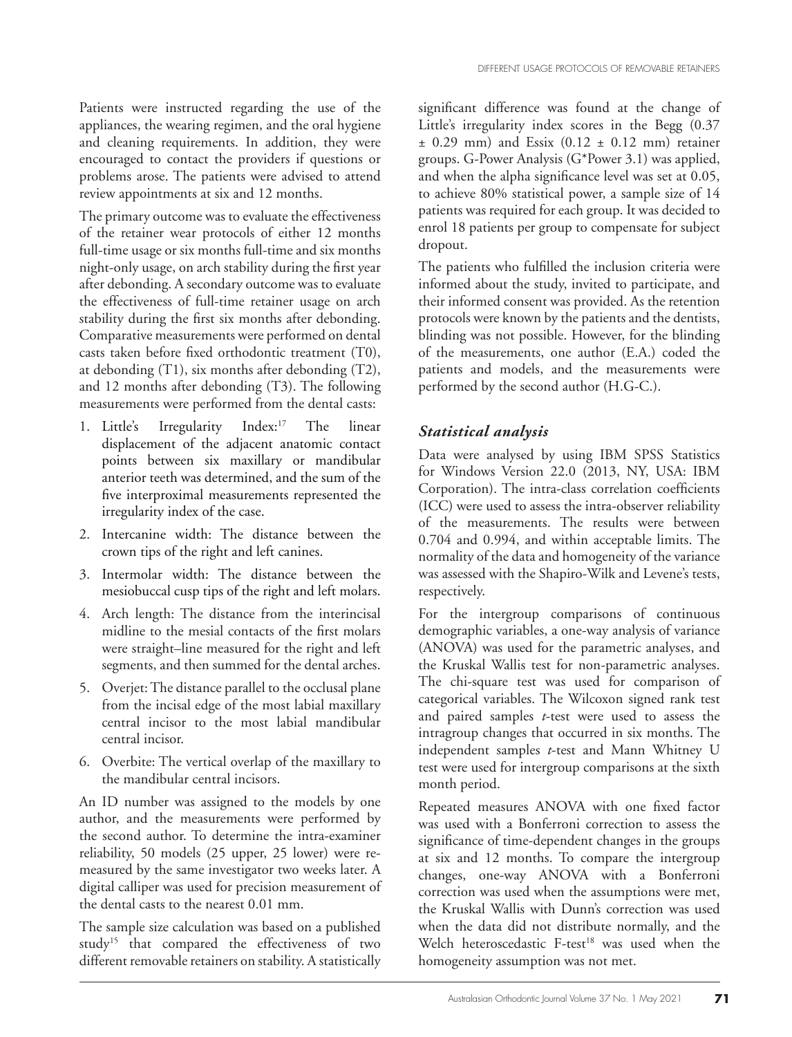Patients were instructed regarding the use of the appliances, the wearing regimen, and the oral hygiene and cleaning requirements. In addition, they were encouraged to contact the providers if questions or problems arose. The patients were advised to attend review appointments at six and 12 months.

The primary outcome was to evaluate the effectiveness of the retainer wear protocols of either 12 months full-time usage or six months full-time and six months night-only usage, on arch stability during the first year after debonding. A secondary outcome was to evaluate the effectiveness of full-time retainer usage on arch stability during the first six months after debonding. Comparative measurements were performed on dental casts taken before fixed orthodontic treatment (T0), at debonding (T1), six months after debonding (T2), and 12 months after debonding (T3). The following measurements were performed from the dental casts:

1. Little's Irregularity Index:[17] The linear displacement of the adjacent anatomic contact points between six maxillary or mandibular anterior teeth was determined, and the sum of the five interproximal measurements represented the irregularity index of the case.
2. Intercanine width: The distance between the crown tips of the right and left canines.
3. Intermolar width: The distance between the mesiobuccal cusp tips of the right and left molars.
4. Arch length: The distance from the interincisal midline to the mesial contacts of the first molars were straight–line measured for the right and left segments, and then summed for the dental arches.
5. Overjet: The distance parallel to the occlusal plane from the incisal edge of the most labial maxillary central incisor to the most labial mandibular central incisor.
6. Overbite: The vertical overlap of the maxillary to the mandibular central incisors.

An ID number was assigned to the models by one author, and the measurements were performed by the second author. To determine the intra-examiner reliability, 50 models (25 upper, 25 lower) were re-measured by the same investigator two weeks later. A digital calliper was used for precision measurement of the dental casts to the nearest 0.01 mm.

The sample size calculation was based on a published study[15] that compared the effectiveness of two different removable retainers on stability. A statistically significant difference was found at the change of Little's irregularity index scores in the Begg (0.37 ± 0.29 mm) and Essix (0.12 ± 0.12 mm) retainer groups. G-Power Analysis (G*Power 3.1) was applied, and when the alpha significance level was set at 0.05, to achieve 80% statistical power, a sample size of 14 patients was required for each group. It was decided to enrol 18 patients per group to compensate for subject dropout.

The patients who fulfilled the inclusion criteria were informed about the study, invited to participate, and their informed consent was provided. As the retention protocols were known by the patients and the dentists, blinding was not possible. However, for the blinding of the measurements, one author (E.A.) coded the patients and models, and the measurements were performed by the second author (H.G-C.).

### *Statistical analysis*

Data were analysed by using IBM SPSS Statistics for Windows Version 22.0 (2013, NY, USA: IBM Corporation). The intra-class correlation coefficients (ICC) were used to assess the intra-observer reliability of the measurements. The results were between 0.704 and 0.994, and within acceptable limits. The normality of the data and homogeneity of the variance was assessed with the Shapiro-Wilk and Levene's tests, respectively.

For the intergroup comparisons of continuous demographic variables, a one-way analysis of variance (ANOVA) was used for the parametric analyses, and the Kruskal Wallis test for non-parametric analyses. The chi-square test was used for comparison of categorical variables. The Wilcoxon signed rank test and paired samples *t*-test were used to assess the intragroup changes that occurred in six months. The independent samples *t*-test and Mann Whitney U test were used for intergroup comparisons at the sixth month period.

Repeated measures ANOVA with one fixed factor was used with a Bonferroni correction to assess the significance of time-dependent changes in the groups at six and 12 months. To compare the intergroup changes, one-way ANOVA with a Bonferroni correction was used when the assumptions were met, the Kruskal Wallis with Dunn's correction was used when the data did not distribute normally, and the Welch heteroscedastic F-test[18] was used when the homogeneity assumption was not met.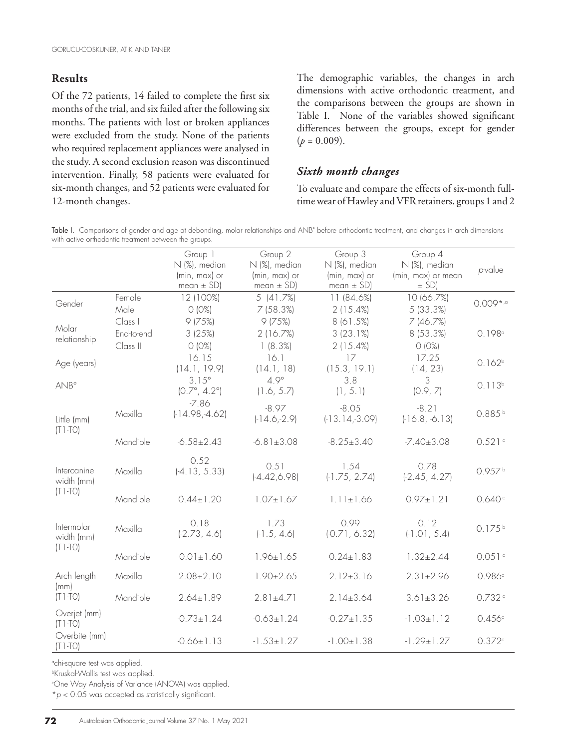## Results

Of the 72 patients, 14 failed to complete the first six months of the trial, and six failed after the following six months. The patients with lost or broken appliances were excluded from the study. None of the patients who required replacement appliances were analysed in the study. A second exclusion reason was discontinued intervention. Finally, 58 patients were evaluated for six-month changes, and 52 patients were evaluated for 12-month changes.

The demographic variables, the changes in arch dimensions with active orthodontic treatment, and the comparisons between the groups are shown in Table I. None of the variables showed significant differences between the groups, except for gender ($p$ = 0.009).

### *Sixth month changes*

To evaluate and compare the effects of six-month full-time wear of Hawley and VFR retainers, groups 1 and 2

Table I. Comparisons of gender and age at debonding, molar relationships and ANB° before orthodontic treatment, and changes in arch dimensions with active orthodontic treatment between the groups.

| | | Group 1 N (%), median (min, max) or mean ± SD) | Group 2 N (%), median (min, max) or mean ± SD) | Group 3 N (%), median (min, max) or mean ± SD) | Group 4 N (%), median (min, max) or mean ± SD) | *p*-value |
|---|---|---|---|---|---|---|
| Gender | Female | 12 (100%) | 5 (41.7%) | 11 (84.6%) | 10 (66.7%) | 0.009*,[a] |
| | Male | 0 (0%) | 7 (58.3%) | 2 (15.4%) | 5 (33.3%) | |
| Molar relationship | Class I | 9 (75%) | 9 (75%) | 8 (61.5%) | 7 (46.7%) | 0.198[a] |
| | End-to-end | 3 (25%) | 2 (16.7%) | 3 (23.1%) | 8 (53.3%) | |
| | Class II | 0 (0%) | 1 (8.3%) | 2 (15.4%) | 0 (0%) | |
| Age (years) | | 16.15 (14.1, 19.9) | 16.1 (14.1, 18) | 17 (15.3, 19.1) | 17.25 (14, 23) | 0.162[b] |
| ANB° | | 3.15° (0.7°, 4.2°) | 4.9° (1.6, 5.7) | 3.8 (1, 5.1) | 3 (0.9, 7) | 0.113[b] |
| Little (mm) (T1-T0) | Maxilla | -7.86 (-14.98,-4.62) | -8.97 (-14.6,-2.9) | -8.05 (-13.14,-3.09) | -8.21 (-16.8, -6.13) | 0.885[b] |
| | Mandible | -6.58±2.43 | -6.81±3.08 | -8.25±3.40 | -7.40±3.08 | 0.521[c] |
| Intercanine width (mm) (T1-T0) | Maxilla | 0.52 (-4.13, 5.33) | 0.51 (-4.42,6.98) | 1.54 (-1.75, 2.74) | 0.78 (-2.45, 4.27) | 0.957[b] |
| | Mandible | 0.44±1.20 | 1.07±1.67 | 1.11±1.66 | 0.97±1.21 | 0.640[c] |
| Intermolar width (mm) (T1-T0) | Maxilla | 0.18 (-2.73, 4.6) | 1.73 (-1.5, 4.6) | 0.99 (-0.71, 6.32) | 0.12 (-1.01, 5.4) | 0.175[b] |
| | Mandible | -0.01±1.60 | 1.96±1.65 | 0.24±1.83 | 1.32±2.44 | 0.051[c] |
| Arch length (mm) (T1-T0) | Maxilla | 2.08±2.10 | 1.90±2.65 | 2.12±3.16 | 2.31±2.96 | 0.986[c] |
| | Mandible | 2.64±1.89 | 2.81±4.71 | 2.14±3.64 | 3.61±3.26 | 0.732[c] |
| Overjet (mm) (T1-T0) | | -0.73±1.24 | -0.63±1.24 | -0.27±1.35 | -1.03±1.12 | 0.456[c] |
| Overbite (mm) (T1-T0) | | -0.66±1.13 | -1.53±1.27 | -1.00±1.38 | -1.29±1.27 | 0.372[c] |

[a]chi-square test was applied.
[b]Kruskal-Wallis test was applied.
[c]One Way Analysis of Variance (ANOVA) was applied.
*$p < 0.05$ was accepted as statistically significant.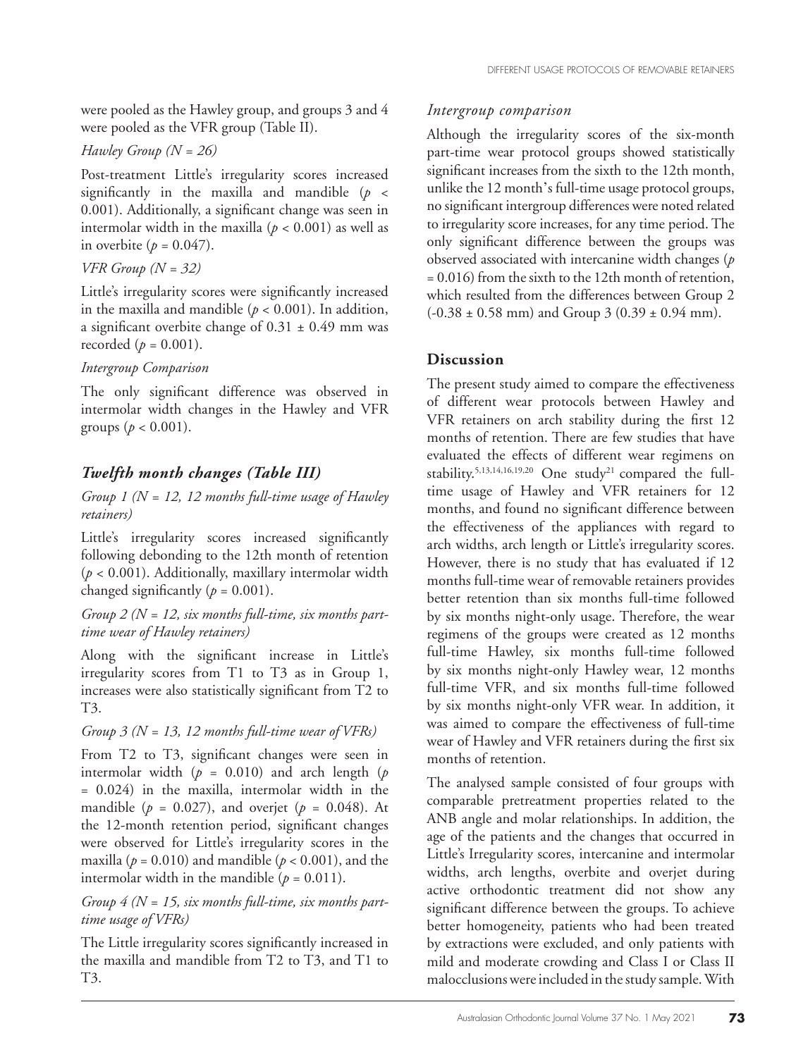were pooled as the Hawley group, and groups 3 and 4 were pooled as the VFR group (Table II).

*Hawley Group (N = 26)*

Post-treatment Little's irregularity scores increased significantly in the maxilla and mandible ($p < 0.001$). Additionally, a significant change was seen in intermolar width in the maxilla ($p < 0.001$) as well as in overbite ($p = 0.047$).

*VFR Group (N = 32)*

Little's irregularity scores were significantly increased in the maxilla and mandible ($p < 0.001$). In addition, a significant overbite change of 0.31 ± 0.49 mm was recorded ($p = 0.001$).

*Intergroup Comparison*

The only significant difference was observed in intermolar width changes in the Hawley and VFR groups ($p < 0.001$).

## *Twelfth month changes (Table III)*

*Group 1 (N = 12, 12 months full-time usage of Hawley retainers)*

Little's irregularity scores increased significantly following debonding to the 12th month of retention ($p < 0.001$). Additionally, maxillary intermolar width changed significantly ($p = 0.001$).

*Group 2 (N = 12, six months full-time, six months part-time wear of Hawley retainers)*

Along with the significant increase in Little's irregularity scores from T1 to T3 as in Group 1, increases were also statistically significant from T2 to T3.

*Group 3 (N = 13, 12 months full-time wear of VFRs)*

From T2 to T3, significant changes were seen in intermolar width ($p = 0.010$) and arch length ($p = 0.024$) in the maxilla, intermolar width in the mandible ($p = 0.027$), and overjet ($p = 0.048$). At the 12-month retention period, significant changes were observed for Little's irregularity scores in the maxilla ($p = 0.010$) and mandible ($p < 0.001$), and the intermolar width in the mandible ($p = 0.011$).

*Group 4 (N = 15, six months full-time, six months part-time usage of VFRs)*

The Little irregularity scores significantly increased in the maxilla and mandible from T2 to T3, and T1 to T3.

*Intergroup comparison*

Although the irregularity scores of the six-month part-time wear protocol groups showed statistically significant increases from the sixth to the 12th month, unlike the 12 month's full-time usage protocol groups, no significant intergroup differences were noted related to irregularity score increases, for any time period. The only significant difference between the groups was observed associated with intercanine width changes ($p = 0.016$) from the sixth to the 12th month of retention, which resulted from the differences between Group 2 (-0.38 ± 0.58 mm) and Group 3 (0.39 ± 0.94 mm).

## **Discussion**

The present study aimed to compare the effectiveness of different wear protocols between Hawley and VFR retainers on arch stability during the first 12 months of retention. There are few studies that have evaluated the effects of different wear regimens on stability.[5,13,14,16,19,20] One study[21] compared the full-time usage of Hawley and VFR retainers for 12 months, and found no significant difference between the effectiveness of the appliances with regard to arch widths, arch length or Little's irregularity scores. However, there is no study that has evaluated if 12 months full-time wear of removable retainers provides better retention than six months full-time followed by six months night-only usage. Therefore, the wear regimens of the groups were created as 12 months full-time Hawley, six months full-time followed by six months night-only Hawley wear, 12 months full-time VFR, and six months full-time followed by six months night-only VFR wear. In addition, it was aimed to compare the effectiveness of full-time wear of Hawley and VFR retainers during the first six months of retention.

The analysed sample consisted of four groups with comparable pretreatment properties related to the ANB angle and molar relationships. In addition, the age of the patients and the changes that occurred in Little's Irregularity scores, intercanine and intermolar widths, arch lengths, overbite and overjet during active orthodontic treatment did not show any significant difference between the groups. To achieve better homogeneity, patients who had been treated by extractions were excluded, and only patients with mild and moderate crowding and Class I or Class II malocclusions were included in the study sample. With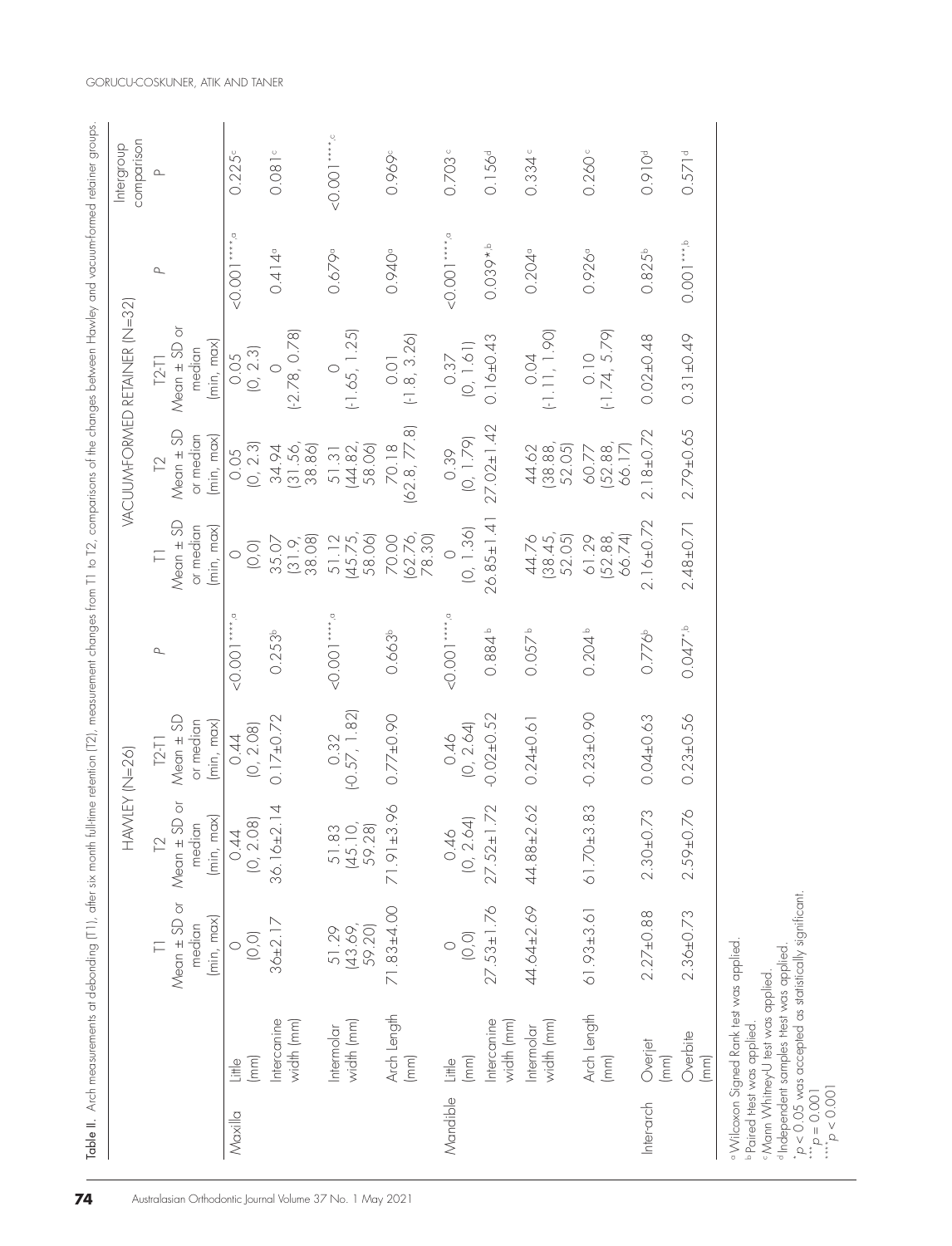Table II. Arch measurements at debonding (T1), after six month full-time retention (T2), measurement changes from T1 to T2, comparisons of the changes between Hawley and vacuum-formed retainer groups.

| | | HAWLEY (N=26) | | | | VACUUM-FORMED RETAINER (N=32) | | | | Intergroup comparison |
|---|---|---|---|---|---|---|---|---|---|---|
| | | T1 Mean ± SD or median (min, max) | T2 Mean ± SD or median (min, max) | T2-T1 Mean ± SD or median (min, max) | P | T1 Mean ± SD or median (min, max) | T2 Mean ± SD or median (min, max) | T2-T1 Mean ± SD or median (min, max) | P | P |
| Maxilla | Little (mm) | 0 (0,0) | 0.44 (0, 2.08) | 0.44 (0, 2.08) | <0.001***,a | 0 (0,0) | 0.05 (0, 2.3) | 0.05 (0, 2.3) | <0.001***,a | 0.225[c] |
| | Intercanine width (mm) | 36±2.17 | 36.16±2.14 | 0.17±0.72 | 0.253[b] | 35.07 (31.9, 38.08) | 34.94 (31.56, 38.86) | 0 (-2.78, 0.78) | 0.414[a] | 0.081[c] |
| | Intermolar width (mm) | 51.29 (43.69, 59.20) | 51.83 (45.10, 59.28) | 0.32 (-0.57, 1.82) | <0.001***,a | 51.12 (45.75, 58.06) | 51.31 (44.82, 58.06) | 0 (-1.65, 1.25) | 0.679[a] | <0.001***,c |
| | Arch Length (mm) | 71.83±4.00 | 71.91±3.96 | 0.77±0.90 | 0.663[b] | 70.00 (62.76, 78.30) | 70.18 (62.8, 77.8) | 0.01 (-1.8, 3.26) | 0.940[a] | 0.969[c] |
| Mandible | Little (mm) | 0 (0,0) | 0.46 (0, 2.64) | 0.46 (0, 2.64) | <0.001***,a | 0 (0, 1.36) | 0.39 (0, 1.79) | 0.37 (0, 1.61) | <0.001***,a | 0.703[c] |
| | Intercanine width (mm) | 27.53±1.76 | 27.52±1.72 | -0.02±0.52 | 0.884[b] | 26.85±1.41 | 27.02±1.42 | 0.16±0.43 | 0.039*,b | 0.156[d] |
| | Intermolar width (mm) | 44.64±2.69 | 44.88±2.62 | 0.24±0.61 | 0.057[b] | 44.76 (38.45, 52.05) | 44.62 (38.88, 52.05) | 0.04 (-1.11, 1.90) | 0.204[a] | 0.334[c] |
| | Arch Length (mm) | 61.93±3.61 | 61.70±3.83 | -0.23±0.90 | 0.204[b] | 61.29 (52.88, 66.74) | 60.77 (52.88, 66.17) | 0.10 (-1.74, 5.79) | 0.926[a] | 0.260[c] |
| Interarch | Overjet (mm) | 2.27±0.88 | 2.30±0.73 | 0.04±0.63 | 0.776[b] | 2.16±0.72 | 2.18±0.72 | 0.02±0.48 | 0.825[b] | 0.910[d] |
| | Overbite (mm) | 2.36±0.73 | 2.59±0.76 | 0.23±0.56 | 0.047*,b | 2.48±0.71 | 2.79±0.65 | 0.31±0.49 | 0.001**,b | 0.571[d] |

[a] Wilcoxon Signed Rank test was applied.
[b] Paired t-test was applied.
[c] Mann Whitney-U test was applied.
[d] Independent samples t-test was applied.
\* $p < 0.05$ was accepted as statistically significant.
\*\* $p = 0.001$
\*\*\* $p < 0.001$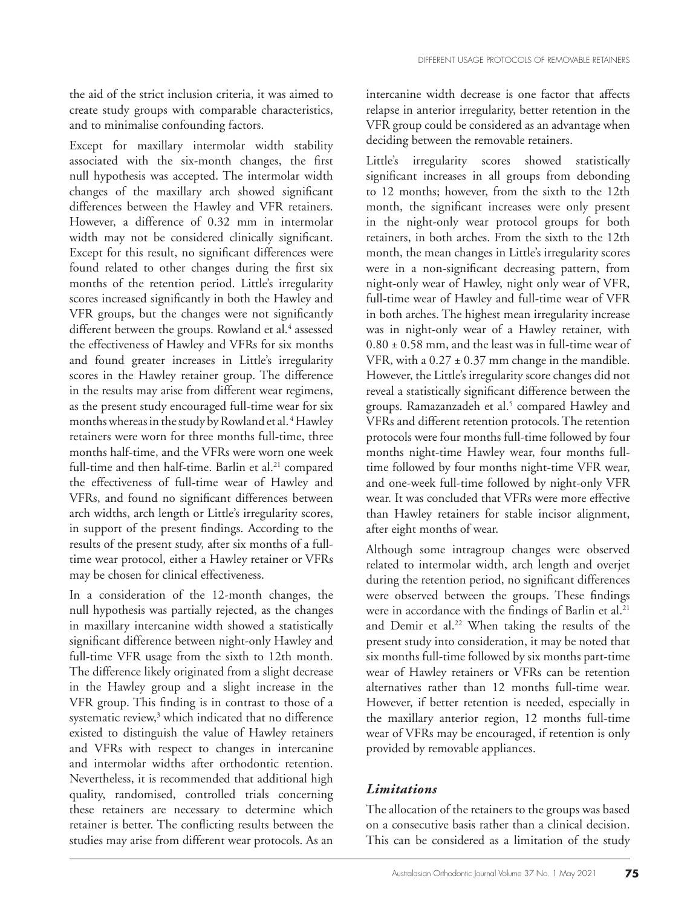the aid of the strict inclusion criteria, it was aimed to create study groups with comparable characteristics, and to minimalise confounding factors.

Except for maxillary intermolar width stability associated with the six-month changes, the first null hypothesis was accepted. The intermolar width changes of the maxillary arch showed significant differences between the Hawley and VFR retainers. However, a difference of 0.32 mm in intermolar width may not be considered clinically significant. Except for this result, no significant differences were found related to other changes during the first six months of the retention period. Little's irregularity scores increased significantly in both the Hawley and VFR groups, but the changes were not significantly different between the groups. Rowland et al.[4] assessed the effectiveness of Hawley and VFRs for six months and found greater increases in Little's irregularity scores in the Hawley retainer group. The difference in the results may arise from different wear regimens, as the present study encouraged full-time wear for six months whereas in the study by Rowland et al.[4] Hawley retainers were worn for three months full-time, three months half-time, and the VFRs were worn one week full-time and then half-time. Barlin et al.[21] compared the effectiveness of full-time wear of Hawley and VFRs, and found no significant differences between arch widths, arch length or Little's irregularity scores, in support of the present findings. According to the results of the present study, after six months of a full-time wear protocol, either a Hawley retainer or VFRs may be chosen for clinical effectiveness.

In a consideration of the 12-month changes, the null hypothesis was partially rejected, as the changes in maxillary intercanine width showed a statistically significant difference between night-only Hawley and full-time VFR usage from the sixth to 12th month. The difference likely originated from a slight decrease in the Hawley group and a slight increase in the VFR group. This finding is in contrast to those of a systematic review,[3] which indicated that no difference existed to distinguish the value of Hawley retainers and VFRs with respect to changes in intercanine and intermolar widths after orthodontic retention. Nevertheless, it is recommended that additional high quality, randomised, controlled trials concerning these retainers are necessary to determine which retainer is better. The conflicting results between the studies may arise from different wear protocols. As an intercanine width decrease is one factor that affects relapse in anterior irregularity, better retention in the VFR group could be considered as an advantage when deciding between the removable retainers.

Little's irregularity scores showed statistically significant increases in all groups from debonding to 12 months; however, from the sixth to the 12th month, the significant increases were only present in the night-only wear protocol groups for both retainers, in both arches. From the sixth to the 12th month, the mean changes in Little's irregularity scores were in a non-significant decreasing pattern, from night-only wear of Hawley, night only wear of VFR, full-time wear of Hawley and full-time wear of VFR in both arches. The highest mean irregularity increase was in night-only wear of a Hawley retainer, with $0.80 \pm 0.58$ mm, and the least was in full-time wear of VFR, with a $0.27 \pm 0.37$ mm change in the mandible. However, the Little's irregularity score changes did not reveal a statistically significant difference between the groups. Ramazanzadeh et al.[5] compared Hawley and VFRs and different retention protocols. The retention protocols were four months full-time followed by four months night-time Hawley wear, four months full-time followed by four months night-time VFR wear, and one-week full-time followed by night-only VFR wear. It was concluded that VFRs were more effective than Hawley retainers for stable incisor alignment, after eight months of wear.

Although some intragroup changes were observed related to intermolar width, arch length and overjet during the retention period, no significant differences were observed between the groups. These findings were in accordance with the findings of Barlin et al.[21] and Demir et al.[22] When taking the results of the present study into consideration, it may be noted that six months full-time followed by six months part-time wear of Hawley retainers or VFRs can be retention alternatives rather than 12 months full-time wear. However, if better retention is needed, especially in the maxillary anterior region, 12 months full-time wear of VFRs may be encouraged, if retention is only provided by removable appliances.

### *Limitations*

The allocation of the retainers to the groups was based on a consecutive basis rather than a clinical decision. This can be considered as a limitation of the study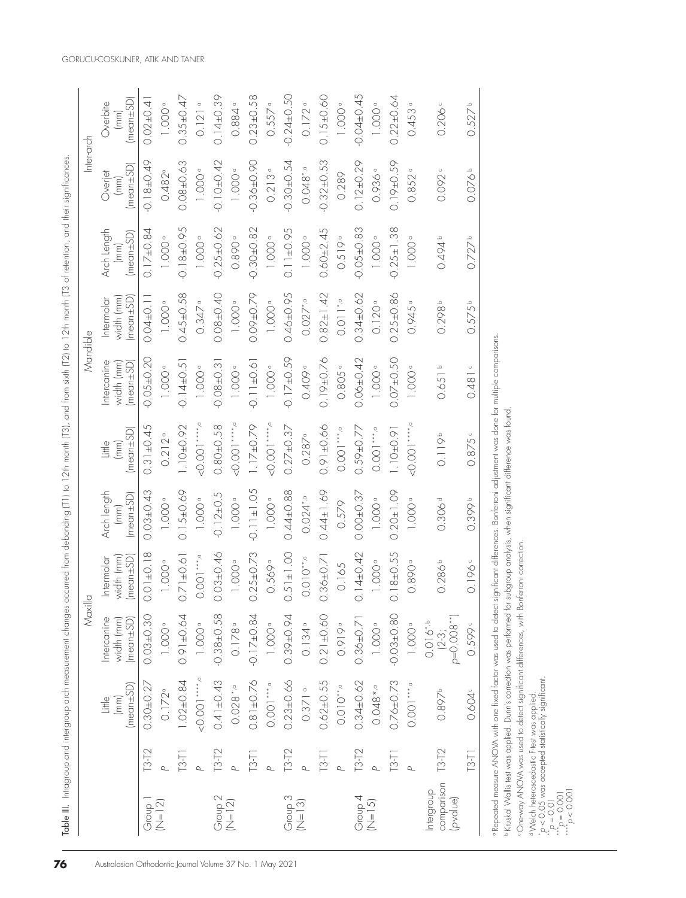**Table III.** Intragroup and intergroup arch measurement changes occurred from debonding (T1) to 12th month (T3), and from sixth (T2) to 12th month (T3) of retention, and their significances.

| | | Maxilla | | | | Mandible | | | | Inter-arch | |
|---|---|---|---|---|---|---|---|---|---|---|---|
| | | Little (mm) (mean±SD) | Intercanine width (mm) (mean±SD) | Intermolar width (mm) (mean±SD) | Arch length (mm) (mean±SD) | Little (mm) (mean±SD) | Intercanine width (mm) (mean±SD) | Intermolar width (mm) (mean±SD) | Arch Length (mm) (mean±SD) | Overjet (mm) (mean±SD) | Overbite (mm) (mean±SD) |
| Group 1 (N=12) | T3-T2 | 0.30±0.27 | 0.03±0.30 | 0.01±0.18 | 0.03±0.43 | 0.31±0.45 | -0.05±0.20 | 0.04±0.11 | 0.17±0.84 | -0.18±0.49 | 0.02±0.41 |
| | *P* | 0.172[a] | 1.000[a] | 1.000[a] | 1.000[a] | 0.212[a] | 1.000[a] | 1.000[a] | 1.000[a] | 0.482[a] | 1.000[a] |
| | T3-T1 | 1.02±0.84 | 0.91±0.64 | 0.71±0.61 | 0.15±0.69 | 1.10±0.92 | -0.14±0.51 | 0.45±0.58 | -0.18±0.95 | 0.08±0.63 | 0.35±0.47 |
| | *P* | <0.001****,a | 1.000[a] | 0.001***,a | 1.000[a] | <0.001****,a | 1.000[a] | 0.347[a] | 1.000[a] | 1.000[a] | 0.121[a] |
| Group 2 (N=12) | T3-T2 | 0.41±0.43 | -0.38±0.58 | 0.03±0.46 | -0.12±0.5 | 0.80±0.58 | -0.08±0.31 | 0.08±0.40 | -0.25±0.62 | -0.10±0.42 | 0.14±0.39 |
| | *P* | 0.028*,a | 0.178[a] | 1.000[a] | 1.000[a] | <0.001****,a | 1.000[a] | 1.000[a] | 0.890[a] | 1.000[a] | 0.884[a] |
| | T3-T1 | 0.81±0.76 | -0.17±0.84 | 0.25±0.73 | -0.11±1.05 | 1.17±0.79 | -0.11±0.61 | 0.09±0.79 | -0.30±0.82 | -0.36±0.90 | 0.23±0.58 |
| | *P* | 0.001***,a | 1.000[a] | 0.569[a] | 1.000[a] | <0.001****,a | 1.000[a] | 1.000[a] | 1.000[a] | 0.213[a] | 0.557[a] |
| Group 3 (N=13) | T3-T2 | 0.23±0.66 | 0.39±0.94 | 0.51±1.00 | 0.44±0.88 | 0.27±0.37 | -0.17±0.59 | 0.46±0.95 | 0.11±0.95 | -0.30±0.54 | -0.24±0.50 |
| | *P* | 0.371[a] | 0.134[a] | 0.010**,a | 0.024*,a | 0.287[a] | 0.409[a] | 0.027*,a | 1.000[a] | 0.048*,a | 0.172[a] |
| | T3-T1 | 0.62±0.55 | 0.21±0.60 | 0.36±0.71 | 0.44±1.69 | 0.91±0.66 | 0.19±0.76 | 0.82±1.42 | 0.60±2.45 | -0.32±0.53 | 0.15±0.60 |
| | *P* | 0.010**,a | 0.919[a] | 0.165 | 0.579 | 0.001***,a | 0.805[a] | 0.011*,a | 0.519[a] | 0.289 | 1.000[a] |
| Group 4 (N=15) | T3-T2 | 0.34±0.62 | 0.36±0.71 | 0.14±0.42 | 0.00±0.37 | 0.59±0.77 | 0.06±0.42 | 0.34±0.62 | -0.05±0.83 | 0.12±0.29 | -0.04±0.45 |
| | *P* | 0.048*,a | 1.000[a] | 1.000[a] | 1.000[a] | 0.001***,a | 1.000[a] | 0.120[a] | 1.000[a] | 0.936[a] | 1.000[a] |
| | T3-T1 | 0.76±0.73 | -0.03±0.80 | 0.18±0.55 | 0.20±1.09 | 1.10±0.91 | 0.07±0.50 | 0.25±0.86 | -0.25±1.38 | 0.19±0.59 | 0.22±0.64 |
| | *P* | 0.001***,a | 1.000[a] | 0.890[a] | 1.000[a] | <0.001****,a | 1.000[a] | 0.945[a] | 1.000[a] | 0.852[a] | 0.453[a] |
| Intergroup comparison (*p*-value) | T3-T2 | 0.897[b] | 0.016*,b (2-3; *p*=0.008**) | 0.286[b] | 0.306[d] | 0.119[b] | 0.651[b] | 0.298[b] | 0.494[b] | 0.092[c] | 0.206[c] |
| | T3-T1 | 0.604[c] | 0.599[c] | 0.196[c] | 0.399[b] | 0.875[c] | 0.481[c] | 0.575[b] | 0.727[b] | 0.076[b] | 0.527[b] |

[a] Repeated measure ANOVA with one fixed factor was used to detect significant differences. Bonferroni adjustment was done for multiple comparisons.
[b] Kruskal Wallis test was applied. Dunn's correction was performed for subgroup analysis, when significant difference was found.
[c] One-way ANOVA was used to detect significant differences, with Bonferroni correction.
[d] Welch heteroscedastic F-test was applied.
* $p < 0.05$ was accepted statistically significant.
** $p = 0.01$
*** $p = 0.001$
**** $p < 0.001$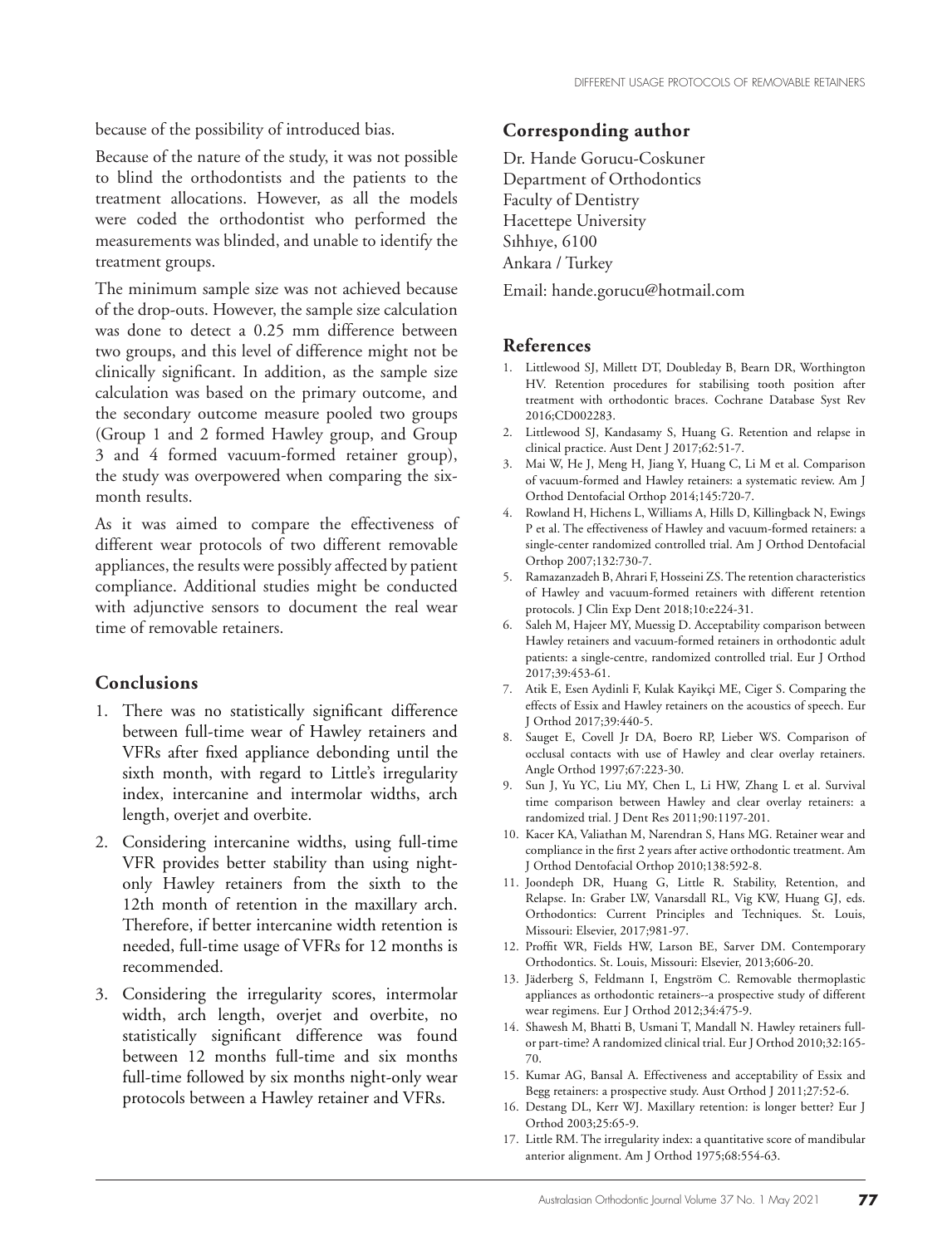because of the possibility of introduced bias.

Because of the nature of the study, it was not possible to blind the orthodontists and the patients to the treatment allocations. However, as all the models were coded the orthodontist who performed the measurements was blinded, and unable to identify the treatment groups.

The minimum sample size was not achieved because of the drop-outs. However, the sample size calculation was done to detect a 0.25 mm difference between two groups, and this level of difference might not be clinically significant. In addition, as the sample size calculation was based on the primary outcome, and the secondary outcome measure pooled two groups (Group 1 and 2 formed Hawley group, and Group 3 and 4 formed vacuum-formed retainer group), the study was overpowered when comparing the six-month results.

As it was aimed to compare the effectiveness of different wear protocols of two different removable appliances, the results were possibly affected by patient compliance. Additional studies might be conducted with adjunctive sensors to document the real wear time of removable retainers.

## Conclusions

1. There was no statistically significant difference between full-time wear of Hawley retainers and VFRs after fixed appliance debonding until the sixth month, with regard to Little's irregularity index, intercanine and intermolar widths, arch length, overjet and overbite.
2. Considering intercanine widths, using full-time VFR provides better stability than using night-only Hawley retainers from the sixth to the 12th month of retention in the maxillary arch. Therefore, if better intercanine width retention is needed, full-time usage of VFRs for 12 months is recommended.
3. Considering the irregularity scores, intermolar width, arch length, overjet and overbite, no statistically significant difference was found between 12 months full-time and six months full-time followed by six months night-only wear protocols between a Hawley retainer and VFRs.

## Corresponding author

Dr. Hande Gorucu-Coskuner
Department of Orthodontics
Faculty of Dentistry
Hacettepe University
Sıhhıye, 6100
Ankara / Turkey

Email: hande.gorucu@hotmail.com

## References

1. Littlewood SJ, Millett DT, Doubleday B, Bearn DR, Worthington HV. Retention procedures for stabilising tooth position after treatment with orthodontic braces. Cochrane Database Syst Rev 2016;CD002283.
2. Littlewood SJ, Kandasamy S, Huang G. Retention and relapse in clinical practice. Aust Dent J 2017;62:51-7.
3. Mai W, He J, Meng H, Jiang Y, Huang C, Li M et al. Comparison of vacuum-formed and Hawley retainers: a systematic review. Am J Orthod Dentofacial Orthop 2014;145:720-7.
4. Rowland H, Hichens L, Williams A, Hills D, Killingback N, Ewings P et al. The effectiveness of Hawley and vacuum-formed retainers: a single-center randomized controlled trial. Am J Orthod Dentofacial Orthop 2007;132:730-7.
5. Ramazanzadeh B, Ahrari F, Hosseini ZS. The retention characteristics of Hawley and vacuum-formed retainers with different retention protocols. J Clin Exp Dent 2018;10:e224-31.
6. Saleh M, Hajeer MY, Muessig D. Acceptability comparison between Hawley retainers and vacuum-formed retainers in orthodontic adult patients: a single-centre, randomized controlled trial. Eur J Orthod 2017;39:453-61.
7. Atik E, Esen Aydinli F, Kulak Kayikçi ME, Ciger S. Comparing the effects of Essix and Hawley retainers on the acoustics of speech. Eur J Orthod 2017;39:440-5.
8. Sauget E, Covell Jr DA, Boero RP, Lieber WS. Comparison of occlusal contacts with use of Hawley and clear overlay retainers. Angle Orthod 1997;67:223-30.
9. Sun J, Yu YC, Liu MY, Chen L, Li HW, Zhang L et al. Survival time comparison between Hawley and clear overlay retainers: a randomized trial. J Dent Res 2011;90:1197-201.
10. Kacer KA, Valiathan M, Narendran S, Hans MG. Retainer wear and compliance in the first 2 years after active orthodontic treatment. Am J Orthod Dentofacial Orthop 2010;138:592-8.
11. Joondeph DR, Huang G, Little R. Stability, Retention, and Relapse. In: Graber LW, Vanarsdall RL, Vig KW, Huang GJ, eds. Orthodontics: Current Principles and Techniques. St. Louis, Missouri: Elsevier, 2017;981-97.
12. Proffit WR, Fields HW, Larson BE, Sarver DM. Contemporary Orthodontics. St. Louis, Missouri: Elsevier, 2013;606-20.
13. Jäderberg S, Feldmann I, Engström C. Removable thermoplastic appliances as orthodontic retainers--a prospective study of different wear regimens. Eur J Orthod 2012;34:475-9.
14. Shawesh M, Bhatti B, Usmani T, Mandall N. Hawley retainers full- or part-time? A randomized clinical trial. Eur J Orthod 2010;32:165-70.
15. Kumar AG, Bansal A. Effectiveness and acceptability of Essix and Begg retainers: a prospective study. Aust Orthod J 2011;27:52-6.
16. Destang DL, Kerr WJ. Maxillary retention: is longer better? Eur J Orthod 2003;25:65-9.
17. Little RM. The irregularity index: a quantitative score of mandibular anterior alignment. Am J Orthod 1975;68:554-63.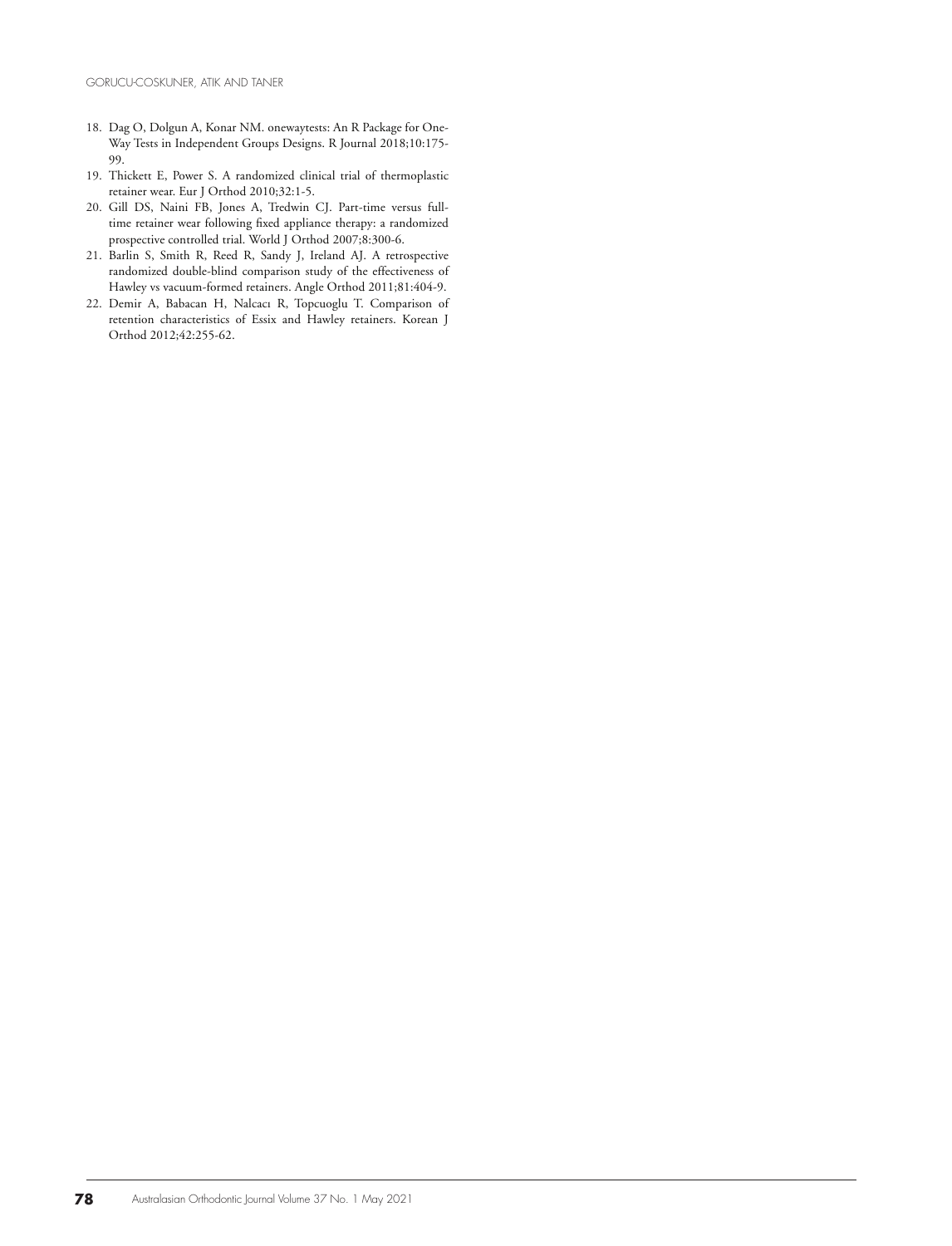18. Dag O, Dolgun A, Konar NM. onewaytests: An R Package for One-Way Tests in Independent Groups Designs. R Journal 2018;10:175-99.
19. Thickett E, Power S. A randomized clinical trial of thermoplastic retainer wear. Eur J Orthod 2010;32:1-5.
20. Gill DS, Naini FB, Jones A, Tredwin CJ. Part-time versus full-time retainer wear following fixed appliance therapy: a randomized prospective controlled trial. World J Orthod 2007;8:300-6.
21. Barlin S, Smith R, Reed R, Sandy J, Ireland AJ. A retrospective randomized double-blind comparison study of the effectiveness of Hawley vs vacuum-formed retainers. Angle Orthod 2011;81:404-9.
22. Demir A, Babacan H, Nalcacı R, Topcuoglu T. Comparison of retention characteristics of Essix and Hawley retainers. Korean J Orthod 2012;42:255-62.